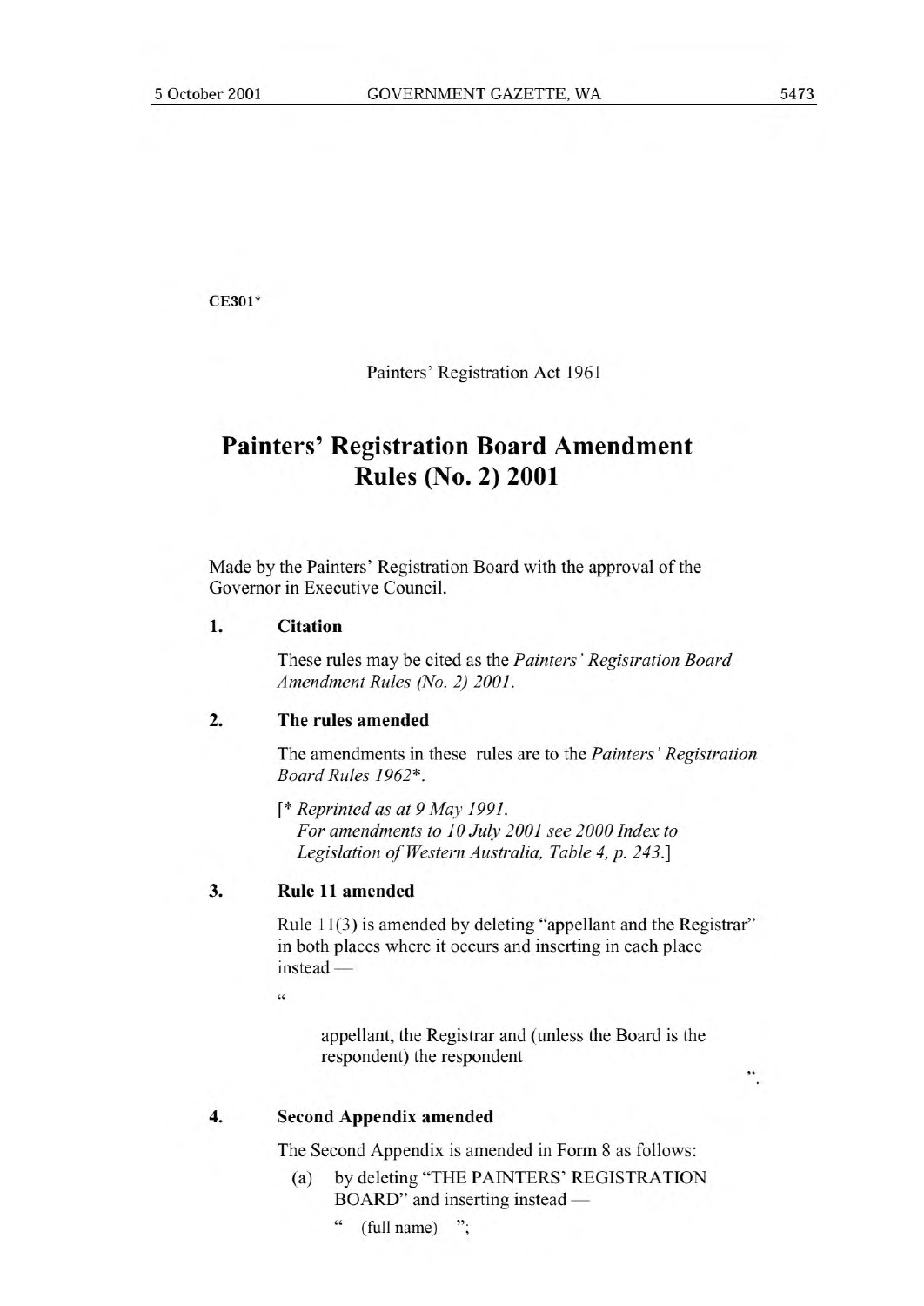CE301*

Painters' Registration Act 1961

# Painters' Registration Board Amendment Rules (No. 2) 2001

Made by the Painters' Registration Board with the approval of the Governor in Executive Council.

**1. Citation**

These rules may be cited as the *Painters' Registration Board Amendment Rules (No. 2) 2001*.

**2. The rules amended**

The amendments in these rules are to the *Painters' Registration Board Rules 1962*\*.

[\* *Reprinted as at 9 May 1991.*
*For amendments to 10 July 2001 see 2000 Index to Legislation of Western Australia, Table 4, p. 243.*]

**3. Rule 11 amended**

Rule 11(3) is amended by deleting "appellant and the Registrar" in both places where it occurs and inserting in each place instead —

"

appellant, the Registrar and (unless the Board is the respondent) the respondent

".

**4. Second Appendix amended**

The Second Appendix is amended in Form 8 as follows:

(a) by deleting "THE PAINTERS' REGISTRATION BOARD" and inserting instead —

" (full name) ";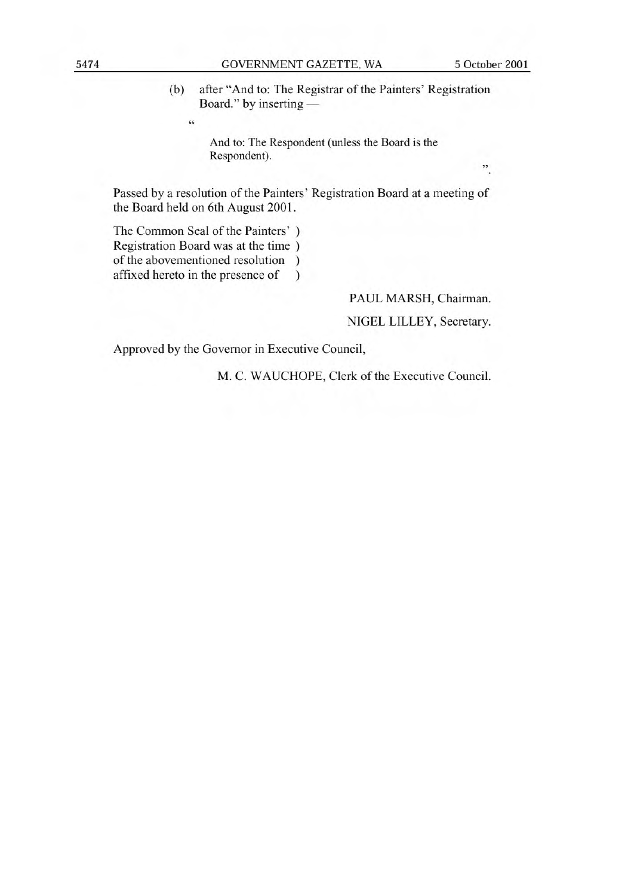(b) after "And to: The Registrar of the Painters' Registration Board." by inserting —

"

> And to: The Respondent (unless the Board is the Respondent).

".

Passed by a resolution of the Painters' Registration Board at a meeting of the Board held on 6th August 2001.

The Common Seal of the Painters' )
Registration Board was at the time )
of the abovementioned resolution )
affixed hereto in the presence of )

PAUL MARSH, Chairman.

NIGEL LILLEY, Secretary.

Approved by the Governor in Executive Council,

M. C. WAUCHOPE, Clerk of the Executive Council.